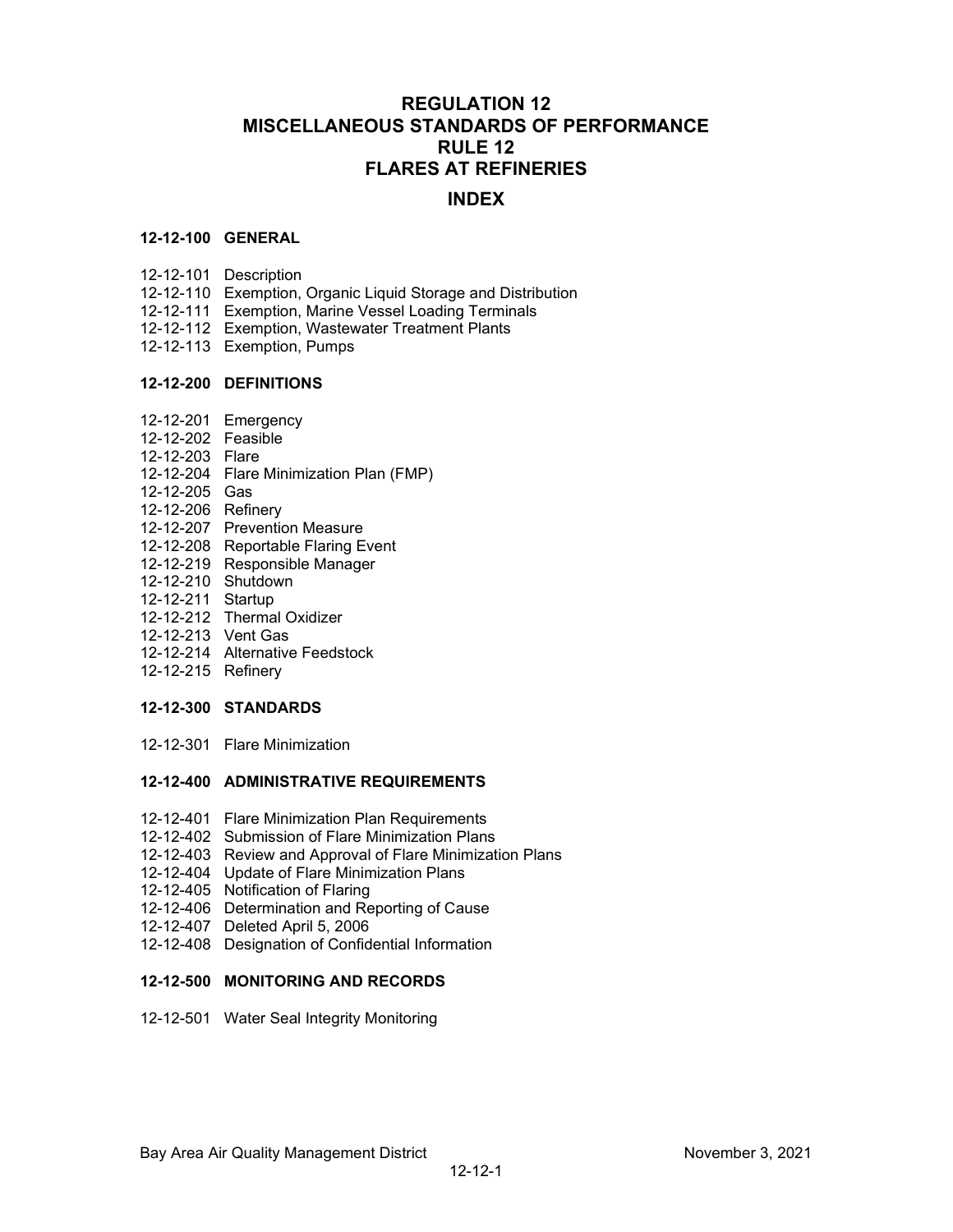# REGULATION 12
# MISCELLANEOUS STANDARDS OF PERFORMANCE
# RULE 12
# FLARES AT REFINERIES

## INDEX

### 12-12-100 GENERAL

12-12-101 Description
12-12-110 Exemption, Organic Liquid Storage and Distribution
12-12-111 Exemption, Marine Vessel Loading Terminals
12-12-112 Exemption, Wastewater Treatment Plants
12-12-113 Exemption, Pumps

### 12-12-200 DEFINITIONS

12-12-201 Emergency
12-12-202 Feasible
12-12-203 Flare
12-12-204 Flare Minimization Plan (FMP)
12-12-205 Gas
12-12-206 Refinery
12-12-207 Prevention Measure
12-12-208 Reportable Flaring Event
12-12-219 Responsible Manager
12-12-210 Shutdown
12-12-211 Startup
12-12-212 Thermal Oxidizer
12-12-213 Vent Gas
12-12-214 Alternative Feedstock
12-12-215 Refinery

### 12-12-300 STANDARDS

12-12-301 Flare Minimization

### 12-12-400 ADMINISTRATIVE REQUIREMENTS

12-12-401 Flare Minimization Plan Requirements
12-12-402 Submission of Flare Minimization Plans
12-12-403 Review and Approval of Flare Minimization Plans
12-12-404 Update of Flare Minimization Plans
12-12-405 Notification of Flaring
12-12-406 Determination and Reporting of Cause
12-12-407 Deleted April 5, 2006
12-12-408 Designation of Confidential Information

### 12-12-500 MONITORING AND RECORDS

12-12-501 Water Seal Integrity Monitoring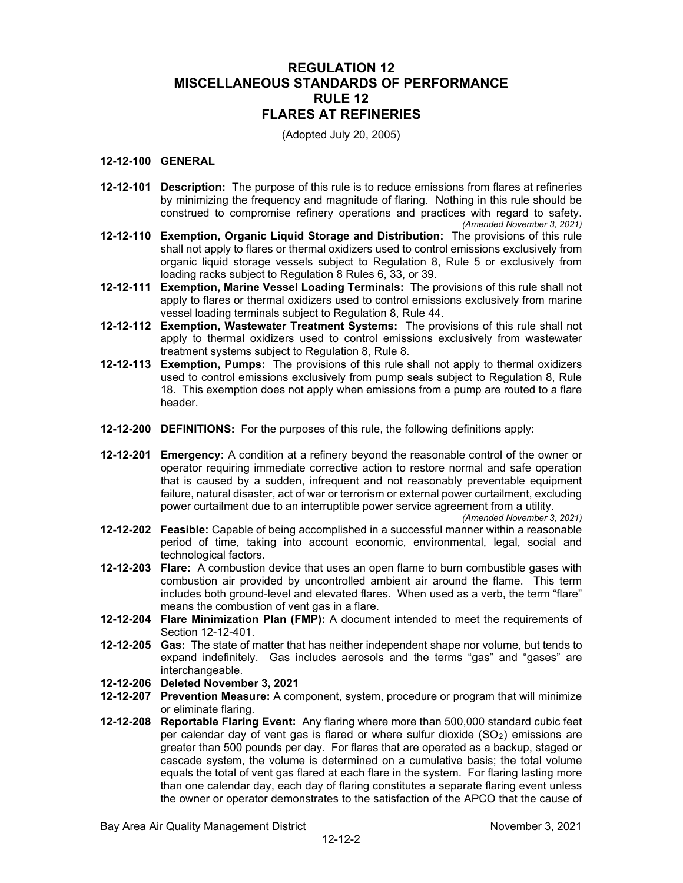# REGULATION 12
# MISCELLANEOUS STANDARDS OF PERFORMANCE
# RULE 12
# FLARES AT REFINERIES

(Adopted July 20, 2005)

## 12-12-100 GENERAL

**12-12-101 Description:** The purpose of this rule is to reduce emissions from flares at refineries by minimizing the frequency and magnitude of flaring. Nothing in this rule should be construed to compromise refinery operations and practices with regard to safety.
*(Amended November 3, 2021)*

**12-12-110 Exemption, Organic Liquid Storage and Distribution:** The provisions of this rule shall not apply to flares or thermal oxidizers used to control emissions exclusively from organic liquid storage vessels subject to Regulation 8, Rule 5 or exclusively from loading racks subject to Regulation 8 Rules 6, 33, or 39.

**12-12-111 Exemption, Marine Vessel Loading Terminals:** The provisions of this rule shall not apply to flares or thermal oxidizers used to control emissions exclusively from marine vessel loading terminals subject to Regulation 8, Rule 44.

**12-12-112 Exemption, Wastewater Treatment Systems:** The provisions of this rule shall not apply to thermal oxidizers used to control emissions exclusively from wastewater treatment systems subject to Regulation 8, Rule 8.

**12-12-113 Exemption, Pumps:** The provisions of this rule shall not apply to thermal oxidizers used to control emissions exclusively from pump seals subject to Regulation 8, Rule 18. This exemption does not apply when emissions from a pump are routed to a flare header.

## 12-12-200 DEFINITIONS: For the purposes of this rule, the following definitions apply:

**12-12-201 Emergency:** A condition at a refinery beyond the reasonable control of the owner or operator requiring immediate corrective action to restore normal and safe operation that is caused by a sudden, infrequent and not reasonably preventable equipment failure, natural disaster, act of war or terrorism or external power curtailment, excluding power curtailment due to an interruptible power service agreement from a utility.
*(Amended November 3, 2021)*

**12-12-202 Feasible:** Capable of being accomplished in a successful manner within a reasonable period of time, taking into account economic, environmental, legal, social and technological factors.

**12-12-203 Flare:** A combustion device that uses an open flame to burn combustible gases with combustion air provided by uncontrolled ambient air around the flame. This term includes both ground-level and elevated flares. When used as a verb, the term "flare" means the combustion of vent gas in a flare.

**12-12-204 Flare Minimization Plan (FMP):** A document intended to meet the requirements of Section 12-12-401.

**12-12-205 Gas:** The state of matter that has neither independent shape nor volume, but tends to expand indefinitely. Gas includes aerosols and the terms "gas" and "gases" are interchangeable.

**12-12-206 Deleted November 3, 2021**

**12-12-207 Prevention Measure:** A component, system, procedure or program that will minimize or eliminate flaring.

**12-12-208 Reportable Flaring Event:** Any flaring where more than 500,000 standard cubic feet per calendar day of vent gas is flared or where sulfur dioxide ($SO_2$) emissions are greater than 500 pounds per day. For flares that are operated as a backup, staged or cascade system, the volume is determined on a cumulative basis; the total volume equals the total of vent gas flared at each flare in the system. For flaring lasting more than one calendar day, each day of flaring constitutes a separate flaring event unless the owner or operator demonstrates to the satisfaction of the APCO that the cause of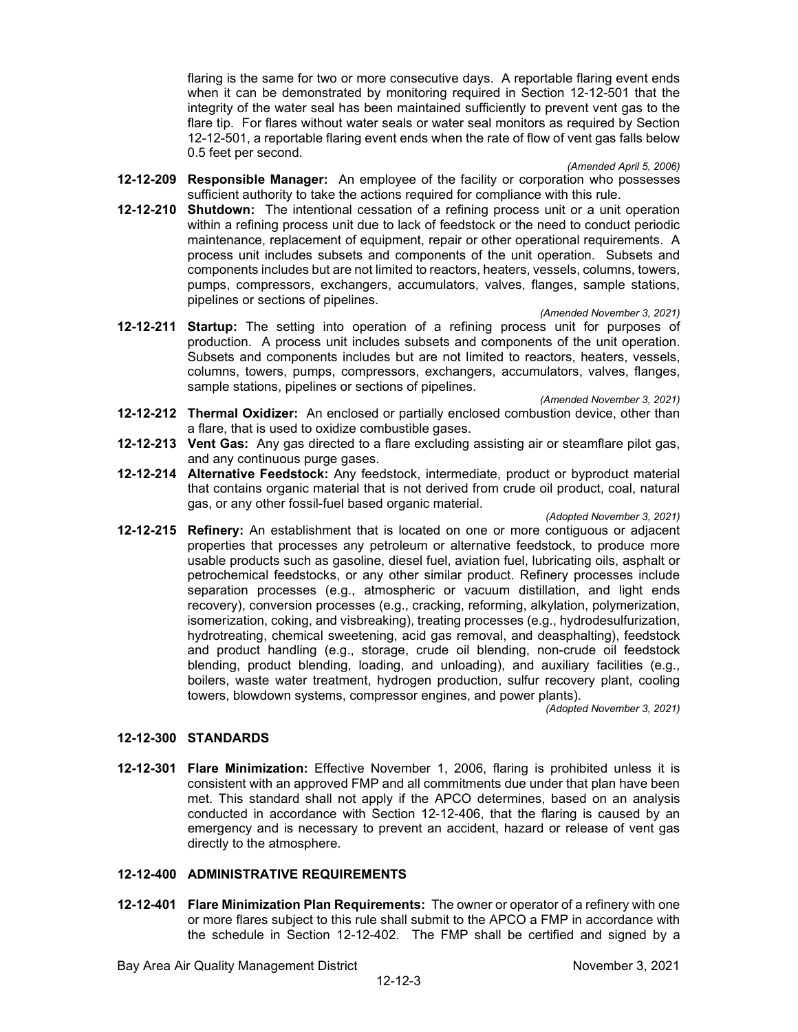flaring is the same for two or more consecutive days. A reportable flaring event ends when it can be demonstrated by monitoring required in Section 12-12-501 that the integrity of the water seal has been maintained sufficiently to prevent vent gas to the flare tip. For flares without water seals or water seal monitors as required by Section 12-12-501, a reportable flaring event ends when the rate of flow of vent gas falls below 0.5 feet per second.

*(Amended April 5, 2006)*

**12-12-209 Responsible Manager:** An employee of the facility or corporation who possesses sufficient authority to take the actions required for compliance with this rule.

**12-12-210 Shutdown:** The intentional cessation of a refining process unit or a unit operation within a refining process unit due to lack of feedstock or the need to conduct periodic maintenance, replacement of equipment, repair or other operational requirements. A process unit includes subsets and components of the unit operation. Subsets and components includes but are not limited to reactors, heaters, vessels, columns, towers, pumps, compressors, exchangers, accumulators, valves, flanges, sample stations, pipelines or sections of pipelines.

*(Amended November 3, 2021)*

**12-12-211 Startup:** The setting into operation of a refining process unit for purposes of production. A process unit includes subsets and components of the unit operation. Subsets and components includes but are not limited to reactors, heaters, vessels, columns, towers, pumps, compressors, exchangers, accumulators, valves, flanges, sample stations, pipelines or sections of pipelines.

*(Amended November 3, 2021)*

**12-12-212 Thermal Oxidizer:** An enclosed or partially enclosed combustion device, other than a flare, that is used to oxidize combustible gases.

**12-12-213 Vent Gas:** Any gas directed to a flare excluding assisting air or steamflare pilot gas, and any continuous purge gases.

**12-12-214 Alternative Feedstock:** Any feedstock, intermediate, product or byproduct material that contains organic material that is not derived from crude oil product, coal, natural gas, or any other fossil-fuel based organic material.

*(Adopted November 3, 2021)*

**12-12-215 Refinery:** An establishment that is located on one or more contiguous or adjacent properties that processes any petroleum or alternative feedstock, to produce more usable products such as gasoline, diesel fuel, aviation fuel, lubricating oils, asphalt or petrochemical feedstocks, or any other similar product. Refinery processes include separation processes (e.g., atmospheric or vacuum distillation, and light ends recovery), conversion processes (e.g., cracking, reforming, alkylation, polymerization, isomerization, coking, and visbreaking), treating processes (e.g., hydrodesulfurization, hydrotreating, chemical sweetening, acid gas removal, and deasphalting), feedstock and product handling (e.g., storage, crude oil blending, non-crude oil feedstock blending, product blending, loading, and unloading), and auxiliary facilities (e.g., boilers, waste water treatment, hydrogen production, sulfur recovery plant, cooling towers, blowdown systems, compressor engines, and power plants).

*(Adopted November 3, 2021)*

## 12-12-300 STANDARDS

**12-12-301 Flare Minimization:** Effective November 1, 2006, flaring is prohibited unless it is consistent with an approved FMP and all commitments due under that plan have been met. This standard shall not apply if the APCO determines, based on an analysis conducted in accordance with Section 12-12-406, that the flaring is caused by an emergency and is necessary to prevent an accident, hazard or release of vent gas directly to the atmosphere.

## 12-12-400 ADMINISTRATIVE REQUIREMENTS

**12-12-401 Flare Minimization Plan Requirements:** The owner or operator of a refinery with one or more flares subject to this rule shall submit to the APCO a FMP in accordance with the schedule in Section 12-12-402. The FMP shall be certified and signed by a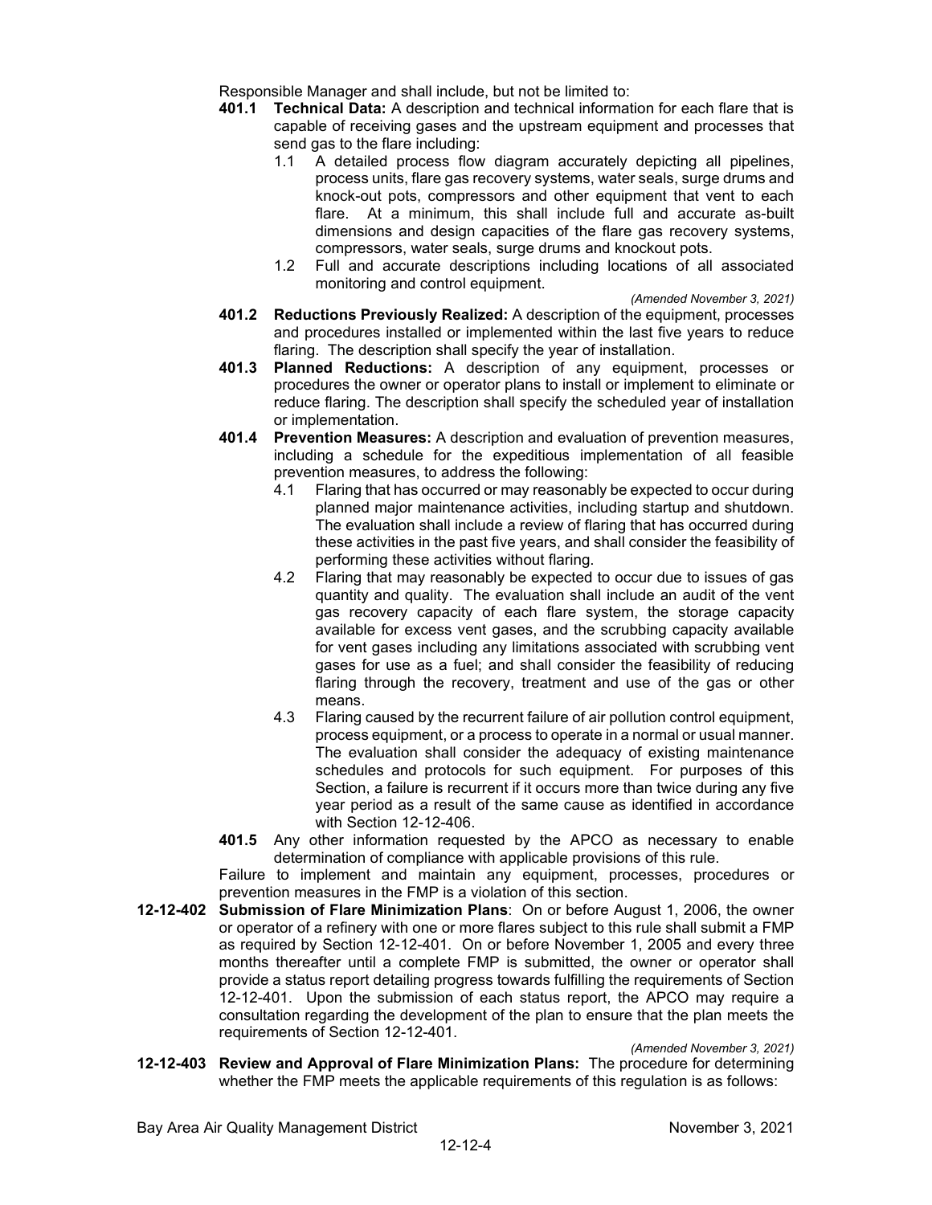Responsible Manager and shall include, but not be limited to:

**401.1 Technical Data:** A description and technical information for each flare that is capable of receiving gases and the upstream equipment and processes that send gas to the flare including:

1.1 A detailed process flow diagram accurately depicting all pipelines, process units, flare gas recovery systems, water seals, surge drums and knock-out pots, compressors and other equipment that vent to each flare. At a minimum, this shall include full and accurate as-built dimensions and design capacities of the flare gas recovery systems, compressors, water seals, surge drums and knockout pots.

1.2 Full and accurate descriptions including locations of all associated monitoring and control equipment.

*(Amended November 3, 2021)*

**401.2 Reductions Previously Realized:** A description of the equipment, processes and procedures installed or implemented within the last five years to reduce flaring. The description shall specify the year of installation.

**401.3 Planned Reductions:** A description of any equipment, processes or procedures the owner or operator plans to install or implement to eliminate or reduce flaring. The description shall specify the scheduled year of installation or implementation.

**401.4 Prevention Measures:** A description and evaluation of prevention measures, including a schedule for the expeditious implementation of all feasible prevention measures, to address the following:

4.1 Flaring that has occurred or may reasonably be expected to occur during planned major maintenance activities, including startup and shutdown. The evaluation shall include a review of flaring that has occurred during these activities in the past five years, and shall consider the feasibility of performing these activities without flaring.

4.2 Flaring that may reasonably be expected to occur due to issues of gas quantity and quality. The evaluation shall include an audit of the vent gas recovery capacity of each flare system, the storage capacity available for excess vent gases, and the scrubbing capacity available for vent gases including any limitations associated with scrubbing vent gases for use as a fuel; and shall consider the feasibility of reducing flaring through the recovery, treatment and use of the gas or other means.

4.3 Flaring caused by the recurrent failure of air pollution control equipment, process equipment, or a process to operate in a normal or usual manner. The evaluation shall consider the adequacy of existing maintenance schedules and protocols for such equipment. For purposes of this Section, a failure is recurrent if it occurs more than twice during any five year period as a result of the same cause as identified in accordance with Section 12-12-406.

**401.5** Any other information requested by the APCO as necessary to enable determination of compliance with applicable provisions of this rule.

Failure to implement and maintain any equipment, processes, procedures or prevention measures in the FMP is a violation of this section.

**12-12-402 Submission of Flare Minimization Plans**: On or before August 1, 2006, the owner or operator of a refinery with one or more flares subject to this rule shall submit a FMP as required by Section 12-12-401. On or before November 1, 2005 and every three months thereafter until a complete FMP is submitted, the owner or operator shall provide a status report detailing progress towards fulfilling the requirements of Section 12-12-401. Upon the submission of each status report, the APCO may require a consultation regarding the development of the plan to ensure that the plan meets the requirements of Section 12-12-401.

*(Amended November 3, 2021)*

**12-12-403 Review and Approval of Flare Minimization Plans:** The procedure for determining whether the FMP meets the applicable requirements of this regulation is as follows: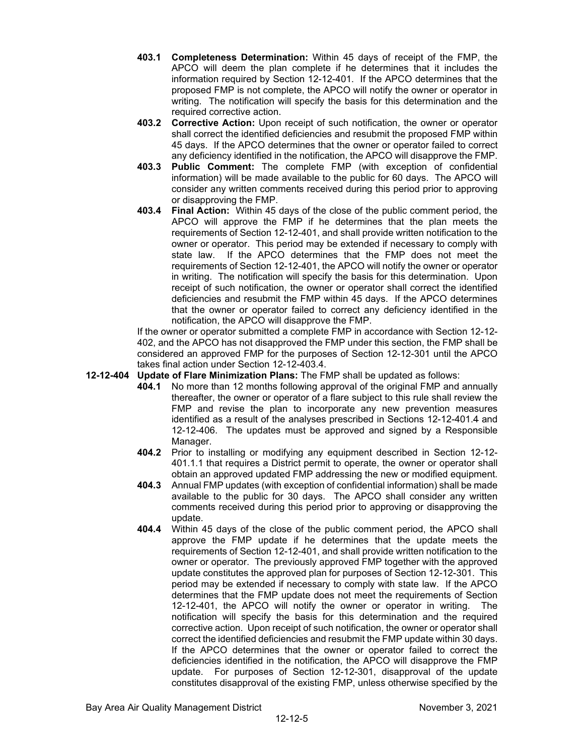**403.1 Completeness Determination:** Within 45 days of receipt of the FMP, the APCO will deem the plan complete if he determines that it includes the information required by Section 12-12-401. If the APCO determines that the proposed FMP is not complete, the APCO will notify the owner or operator in writing. The notification will specify the basis for this determination and the required corrective action.

**403.2 Corrective Action:** Upon receipt of such notification, the owner or operator shall correct the identified deficiencies and resubmit the proposed FMP within 45 days. If the APCO determines that the owner or operator failed to correct any deficiency identified in the notification, the APCO will disapprove the FMP.

**403.3 Public Comment:** The complete FMP (with exception of confidential information) will be made available to the public for 60 days. The APCO will consider any written comments received during this period prior to approving or disapproving the FMP.

**403.4 Final Action:** Within 45 days of the close of the public comment period, the APCO will approve the FMP if he determines that the plan meets the requirements of Section 12-12-401, and shall provide written notification to the owner or operator. This period may be extended if necessary to comply with state law. If the APCO determines that the FMP does not meet the requirements of Section 12-12-401, the APCO will notify the owner or operator in writing. The notification will specify the basis for this determination. Upon receipt of such notification, the owner or operator shall correct the identified deficiencies and resubmit the FMP within 45 days. If the APCO determines that the owner or operator failed to correct any deficiency identified in the notification, the APCO will disapprove the FMP.

If the owner or operator submitted a complete FMP in accordance with Section 12-12-402, and the APCO has not disapproved the FMP under this section, the FMP shall be considered an approved FMP for the purposes of Section 12-12-301 until the APCO takes final action under Section 12-12-403.4.

**12-12-404 Update of Flare Minimization Plans:** The FMP shall be updated as follows:

**404.1** No more than 12 months following approval of the original FMP and annually thereafter, the owner or operator of a flare subject to this rule shall review the FMP and revise the plan to incorporate any new prevention measures identified as a result of the analyses prescribed in Sections 12-12-401.4 and 12-12-406. The updates must be approved and signed by a Responsible Manager.

**404.2** Prior to installing or modifying any equipment described in Section 12-12-401.1.1 that requires a District permit to operate, the owner or operator shall obtain an approved updated FMP addressing the new or modified equipment.

**404.3** Annual FMP updates (with exception of confidential information) shall be made available to the public for 30 days. The APCO shall consider any written comments received during this period prior to approving or disapproving the update.

**404.4** Within 45 days of the close of the public comment period, the APCO shall approve the FMP update if he determines that the update meets the requirements of Section 12-12-401, and shall provide written notification to the owner or operator. The previously approved FMP together with the approved update constitutes the approved plan for purposes of Section 12-12-301. This period may be extended if necessary to comply with state law. If the APCO determines that the FMP update does not meet the requirements of Section 12-12-401, the APCO will notify the owner or operator in writing. The notification will specify the basis for this determination and the required corrective action. Upon receipt of such notification, the owner or operator shall correct the identified deficiencies and resubmit the FMP update within 30 days. If the APCO determines that the owner or operator failed to correct the deficiencies identified in the notification, the APCO will disapprove the FMP update. For purposes of Section 12-12-301, disapproval of the update constitutes disapproval of the existing FMP, unless otherwise specified by the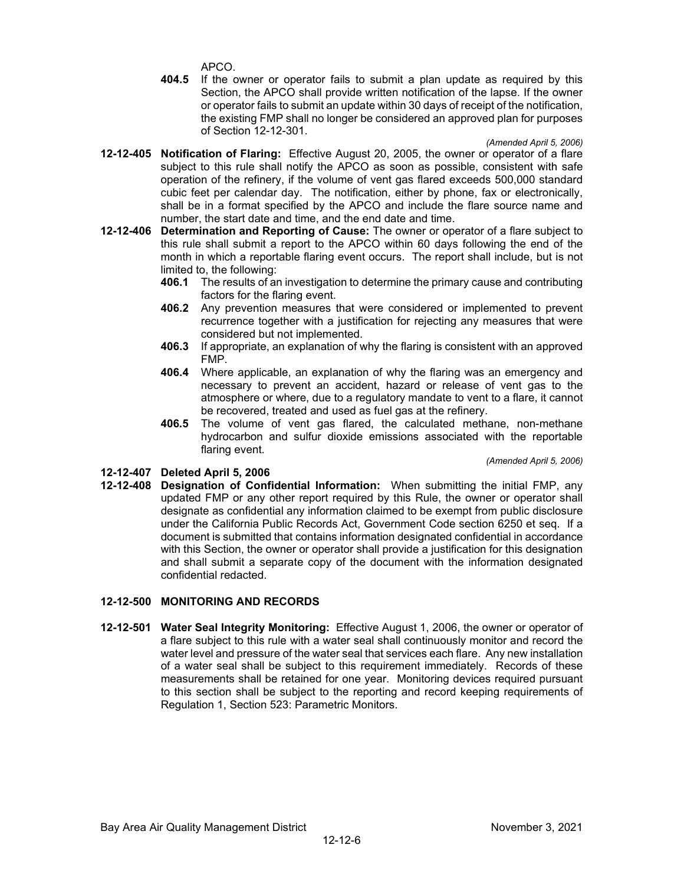APCO.

**404.5** If the owner or operator fails to submit a plan update as required by this Section, the APCO shall provide written notification of the lapse. If the owner or operator fails to submit an update within 30 days of receipt of the notification, the existing FMP shall no longer be considered an approved plan for purposes of Section 12-12-301.

*(Amended April 5, 2006)*

**12-12-405 Notification of Flaring:** Effective August 20, 2005, the owner or operator of a flare subject to this rule shall notify the APCO as soon as possible, consistent with safe operation of the refinery, if the volume of vent gas flared exceeds 500,000 standard cubic feet per calendar day. The notification, either by phone, fax or electronically, shall be in a format specified by the APCO and include the flare source name and number, the start date and time, and the end date and time.

**12-12-406 Determination and Reporting of Cause:** The owner or operator of a flare subject to this rule shall submit a report to the APCO within 60 days following the end of the month in which a reportable flaring event occurs. The report shall include, but is not limited to, the following:

**406.1** The results of an investigation to determine the primary cause and contributing factors for the flaring event.

**406.2** Any prevention measures that were considered or implemented to prevent recurrence together with a justification for rejecting any measures that were considered but not implemented.

**406.3** If appropriate, an explanation of why the flaring is consistent with an approved FMP.

**406.4** Where applicable, an explanation of why the flaring was an emergency and necessary to prevent an accident, hazard or release of vent gas to the atmosphere or where, due to a regulatory mandate to vent to a flare, it cannot be recovered, treated and used as fuel gas at the refinery.

**406.5** The volume of vent gas flared, the calculated methane, non-methane hydrocarbon and sulfur dioxide emissions associated with the reportable flaring event.

*(Amended April 5, 2006)*

**12-12-407 Deleted April 5, 2006**

**12-12-408 Designation of Confidential Information:** When submitting the initial FMP, any updated FMP or any other report required by this Rule, the owner or operator shall designate as confidential any information claimed to be exempt from public disclosure under the California Public Records Act, Government Code section 6250 et seq. If a document is submitted that contains information designated confidential in accordance with this Section, the owner or operator shall provide a justification for this designation and shall submit a separate copy of the document with the information designated confidential redacted.

## 12-12-500 MONITORING AND RECORDS

**12-12-501 Water Seal Integrity Monitoring:** Effective August 1, 2006, the owner or operator of a flare subject to this rule with a water seal shall continuously monitor and record the water level and pressure of the water seal that services each flare. Any new installation of a water seal shall be subject to this requirement immediately. Records of these measurements shall be retained for one year. Monitoring devices required pursuant to this section shall be subject to the reporting and record keeping requirements of Regulation 1, Section 523: Parametric Monitors.